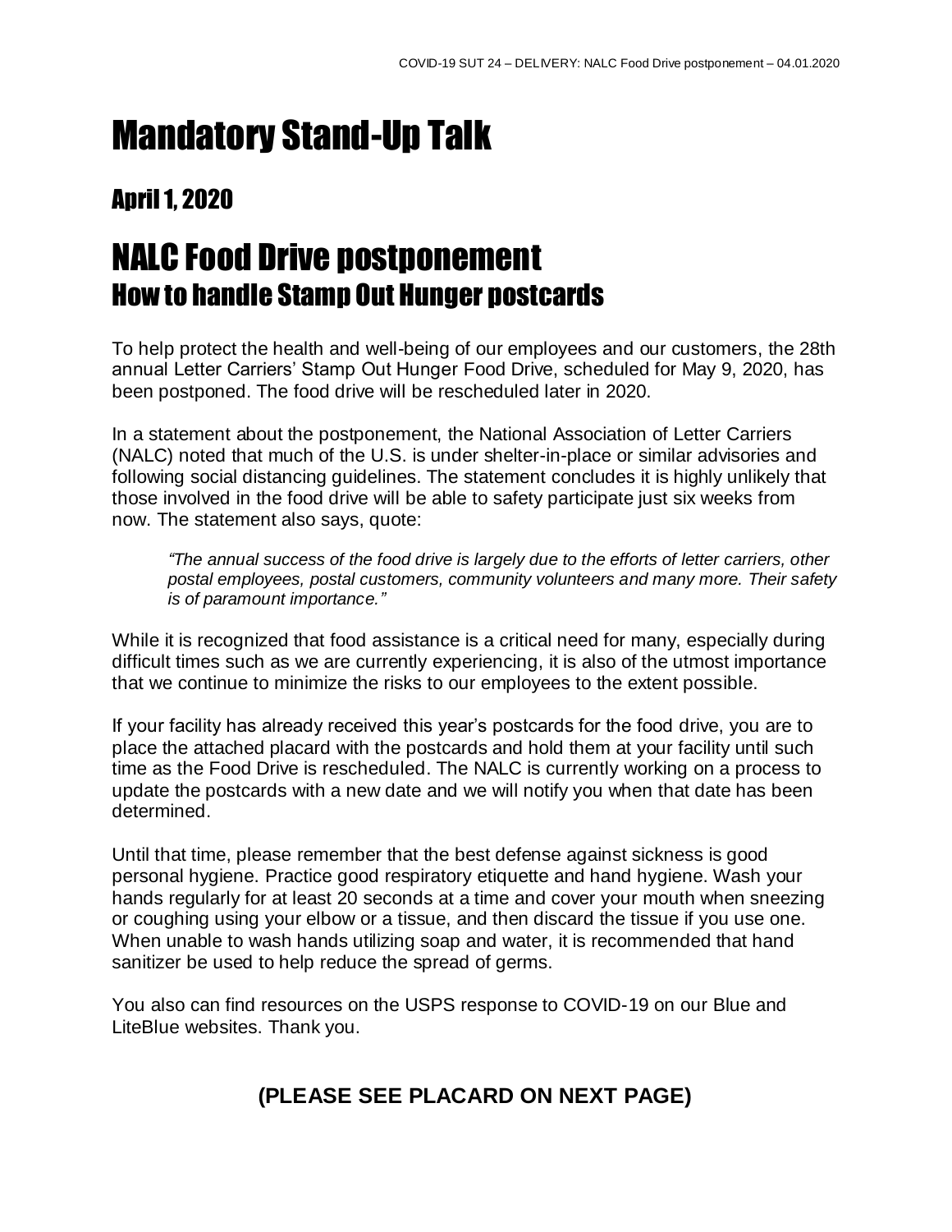# Mandatory Stand-Up Talk

## April 1, 2020

# NALC Food Drive postponement
## How to handle Stamp Out Hunger postcards

To help protect the health and well-being of our employees and our customers, the 28th annual Letter Carriers' Stamp Out Hunger Food Drive, scheduled for May 9, 2020, has been postponed. The food drive will be rescheduled later in 2020.

In a statement about the postponement, the National Association of Letter Carriers (NALC) noted that much of the U.S. is under shelter-in-place or similar advisories and following social distancing guidelines. The statement concludes it is highly unlikely that those involved in the food drive will be able to safety participate just six weeks from now. The statement also says, quote:

> *"The annual success of the food drive is largely due to the efforts of letter carriers, other postal employees, postal customers, community volunteers and many more. Their safety is of paramount importance."*

While it is recognized that food assistance is a critical need for many, especially during difficult times such as we are currently experiencing, it is also of the utmost importance that we continue to minimize the risks to our employees to the extent possible.

If your facility has already received this year's postcards for the food drive, you are to place the attached placard with the postcards and hold them at your facility until such time as the Food Drive is rescheduled. The NALC is currently working on a process to update the postcards with a new date and we will notify you when that date has been determined.

Until that time, please remember that the best defense against sickness is good personal hygiene. Practice good respiratory etiquette and hand hygiene. Wash your hands regularly for at least 20 seconds at a time and cover your mouth when sneezing or coughing using your elbow or a tissue, and then discard the tissue if you use one. When unable to wash hands utilizing soap and water, it is recommended that hand sanitizer be used to help reduce the spread of germs.

You also can find resources on the USPS response to COVID-19 on our Blue and LiteBlue websites. Thank you.

**(PLEASE SEE PLACARD ON NEXT PAGE)**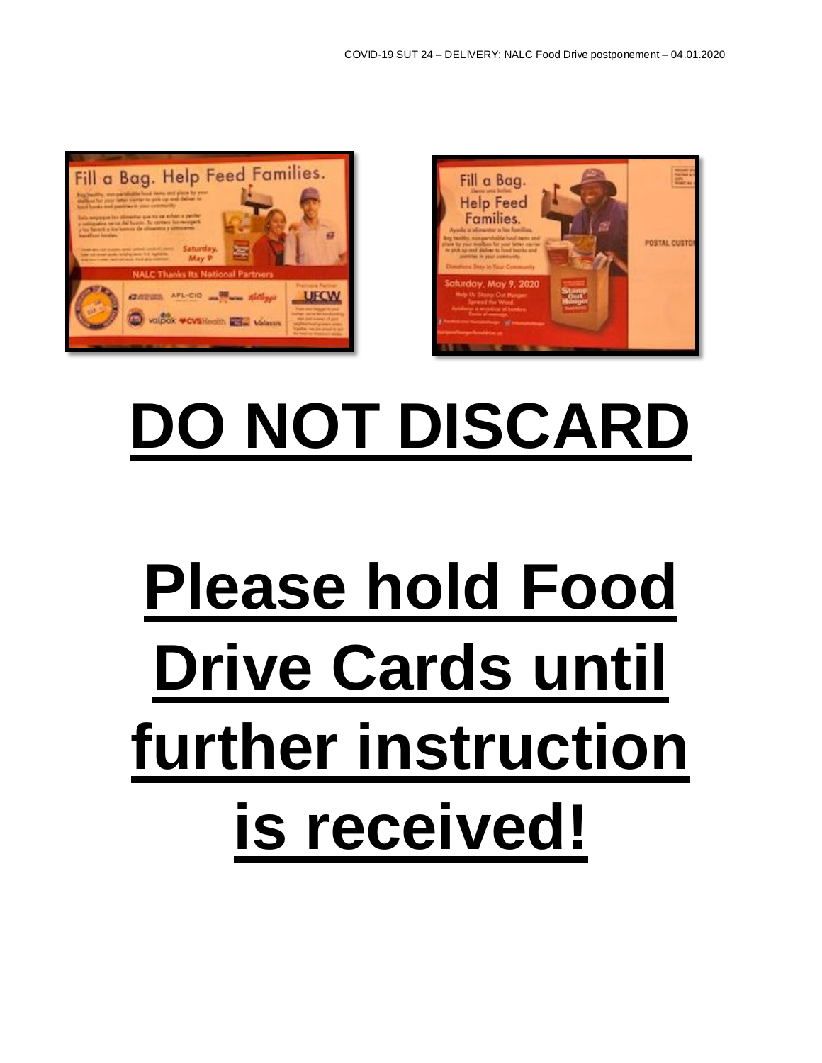# DO NOT DISCARD

# Please hold Food Drive Cards until further instruction is received!